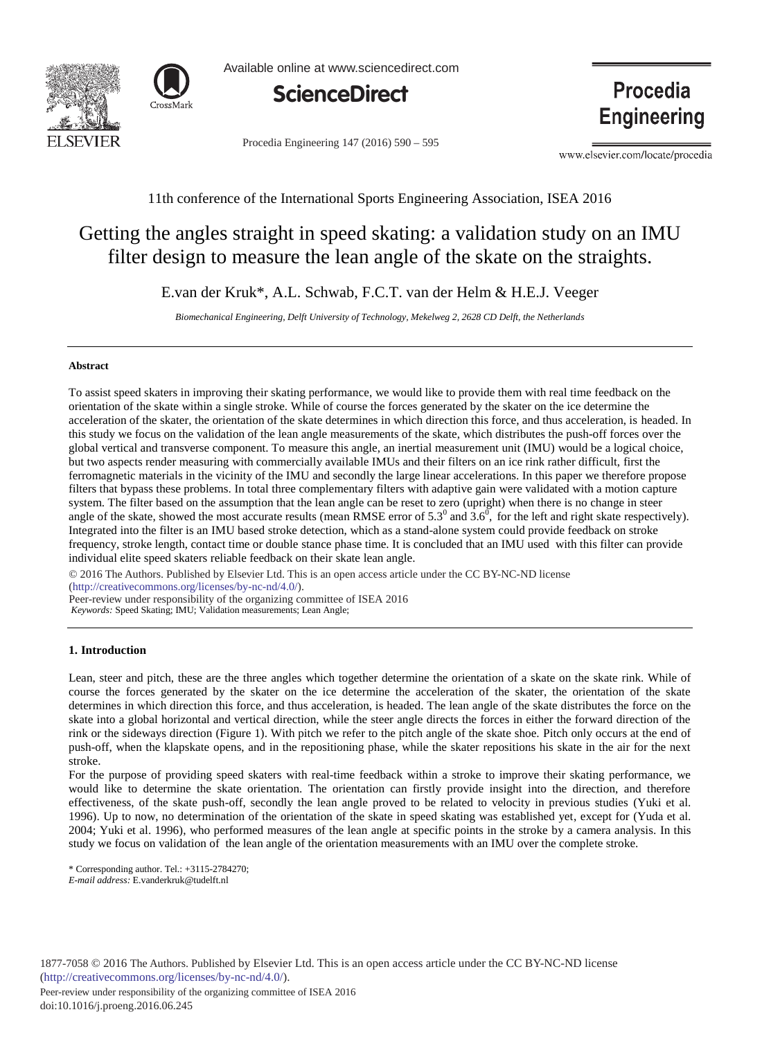11th conference of the International Sports Engineering Association, ISEA 2016

# Getting the angles straight in speed skating: a validation study on an IMU filter design to measure the lean angle of the skate on the straights.

E.van der Kruk*, A.L. Schwab, F.C.T. van der Helm & H.E.J. Veeger

*Biomechanical Engineering, Delft University of Technology, Mekelweg 2, 2628 CD Delft, the Netherlands*

---

**Abstract**

To assist speed skaters in improving their skating performance, we would like to provide them with real time feedback on the orientation of the skate within a single stroke. While of course the forces generated by the skater on the ice determine the acceleration of the skater, the orientation of the skate determines in which direction this force, and thus acceleration, is headed. In this study we focus on the validation of the lean angle measurements of the skate, which distributes the push-off forces over the global vertical and transverse component. To measure this angle, an inertial measurement unit (IMU) would be a logical choice, but two aspects render measuring with commercially available IMUs and their filters on an ice rink rather difficult, first the ferromagnetic materials in the vicinity of the IMU and secondly the large linear accelerations. In this paper we therefore propose filters that bypass these problems. In total three complementary filters with adaptive gain were validated with a motion capture system. The filter based on the assumption that the lean angle can be reset to zero (upright) when there is no change in steer angle of the skate, showed the most accurate results (mean RMSE error of $5.3^0$ and $3.6^0$, for the left and right skate respectively). Integrated into the filter is an IMU based stroke detection, which as a stand-alone system could provide feedback on stroke frequency, stroke length, contact time or double stance phase time. It is concluded that an IMU used with this filter can provide individual elite speed skaters reliable feedback on their skate lean angle.

© 2016 The Authors. Published by Elsevier Ltd. This is an open access article under the CC BY-NC-ND license (http://creativecommons.org/licenses/by-nc-nd/4.0/).
Peer-review under responsibility of the organizing committee of ISEA 2016

*Keywords:* Speed Skating; IMU; Validation measurements; Lean Angle;

---

## 1. Introduction

Lean, steer and pitch, these are the three angles which together determine the orientation of a skate on the skate rink. While of course the forces generated by the skater on the ice determine the acceleration of the skater, the orientation of the skate determines in which direction this force, and thus acceleration, is headed. The lean angle of the skate distributes the force on the skate into a global horizontal and vertical direction, while the steer angle directs the forces in either the forward direction of the rink or the sideways direction (Figure 1). With pitch we refer to the pitch angle of the skate shoe. Pitch only occurs at the end of push-off, when the klapskate opens, and in the repositioning phase, while the skater repositions his skate in the air for the next stroke.

For the purpose of providing speed skaters with real-time feedback within a stroke to improve their skating performance, we would like to determine the skate orientation. The orientation can firstly provide insight into the direction, and therefore effectiveness, of the skate push-off, secondly the lean angle proved to be related to velocity in previous studies (Yuki et al. 1996). Up to now, no determination of the orientation of the skate in speed skating was established yet, except for (Yuda et al. 2004; Yuki et al. 1996), who performed measures of the lean angle at specific points in the stroke by a camera analysis. In this study we focus on validation of the lean angle of the orientation measurements with an IMU over the complete stroke.

\* Corresponding author. Tel.: +3115-2784270;
*E-mail address:* E.vanderkruk@tudelft.nl

1877-7058 © 2016 The Authors. Published by Elsevier Ltd. This is an open access article under the CC BY-NC-ND license (http://creativecommons.org/licenses/by-nc-nd/4.0/).
Peer-review under responsibility of the organizing committee of ISEA 2016
doi:10.1016/j.proeng.2016.06.245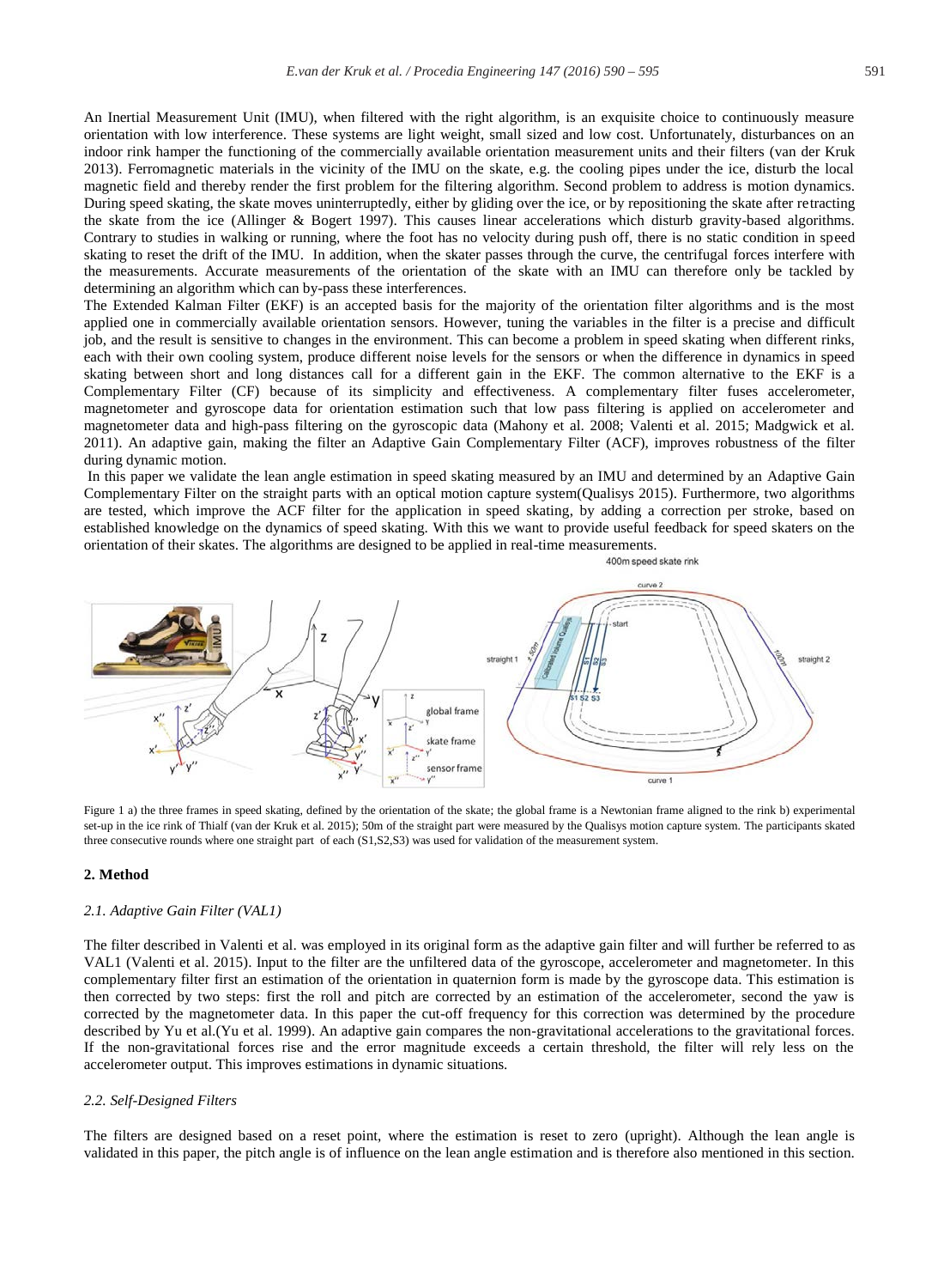An Inertial Measurement Unit (IMU), when filtered with the right algorithm, is an exquisite choice to continuously measure orientation with low interference. These systems are light weight, small sized and low cost. Unfortunately, disturbances on an indoor rink hamper the functioning of the commercially available orientation measurement units and their filters (van der Kruk 2013). Ferromagnetic materials in the vicinity of the IMU on the skate, e.g. the cooling pipes under the ice, disturb the local magnetic field and thereby render the first problem for the filtering algorithm. Second problem to address is motion dynamics. During speed skating, the skate moves uninterruptedly, either by gliding over the ice, or by repositioning the skate after retracting the skate from the ice (Allinger & Bogert 1997). This causes linear accelerations which disturb gravity-based algorithms. Contrary to studies in walking or running, where the foot has no velocity during push off, there is no static condition in speed skating to reset the drift of the IMU. In addition, when the skater passes through the curve, the centrifugal forces interfere with the measurements. Accurate measurements of the orientation of the skate with an IMU can therefore only be tackled by determining an algorithm which can by-pass these interferences.

The Extended Kalman Filter (EKF) is an accepted basis for the majority of the orientation filter algorithms and is the most applied one in commercially available orientation sensors. However, tuning the variables in the filter is a precise and difficult job, and the result is sensitive to changes in the environment. This can become a problem in speed skating when different rinks, each with their own cooling system, produce different noise levels for the sensors or when the difference in dynamics in speed skating between short and long distances call for a different gain in the EKF. The common alternative to the EKF is a Complementary Filter (CF) because of its simplicity and effectiveness. A complementary filter fuses accelerometer, magnetometer and gyroscope data for orientation estimation such that low pass filtering is applied on accelerometer and magnetometer data and high-pass filtering on the gyroscopic data (Mahony et al. 2008; Valenti et al. 2015; Madgwick et al. 2011). An adaptive gain, making the filter an Adaptive Gain Complementary Filter (ACF), improves robustness of the filter during dynamic motion.

In this paper we validate the lean angle estimation in speed skating measured by an IMU and determined by an Adaptive Gain Complementary Filter on the straight parts with an optical motion capture system(Qualisys 2015). Furthermore, two algorithms are tested, which improve the ACF filter for the application in speed skating, by adding a correction per stroke, based on established knowledge on the dynamics of speed skating. With this we want to provide useful feedback for speed skaters on the orientation of their skates. The algorithms are designed to be applied in real-time measurements.

Figure 1 a) the three frames in speed skating, defined by the orientation of the skate; the global frame is a Newtonian frame aligned to the rink b) experimental set-up in the ice rink of Thialf (van der Kruk et al. 2015); 50m of the straight part were measured by the Qualisys motion capture system. The participants skated three consecutive rounds where one straight part of each (S1,S2,S3) was used for validation of the measurement system.

## 2. Method

### *2.1. Adaptive Gain Filter (VAL1)*

The filter described in Valenti et al. was employed in its original form as the adaptive gain filter and will further be referred to as VAL1 (Valenti et al. 2015). Input to the filter are the unfiltered data of the gyroscope, accelerometer and magnetometer. In this complementary filter first an estimation of the orientation in quaternion form is made by the gyroscope data. This estimation is then corrected by two steps: first the roll and pitch are corrected by an estimation of the accelerometer, second the yaw is corrected by the magnetometer data. In this paper the cut-off frequency for this correction was determined by the procedure described by Yu et al.(Yu et al. 1999). An adaptive gain compares the non-gravitational accelerations to the gravitational forces. If the non-gravitational forces rise and the error magnitude exceeds a certain threshold, the filter will rely less on the accelerometer output. This improves estimations in dynamic situations.

### *2.2. Self-Designed Filters*

The filters are designed based on a reset point, where the estimation is reset to zero (upright). Although the lean angle is validated in this paper, the pitch angle is of influence on the lean angle estimation and is therefore also mentioned in this section.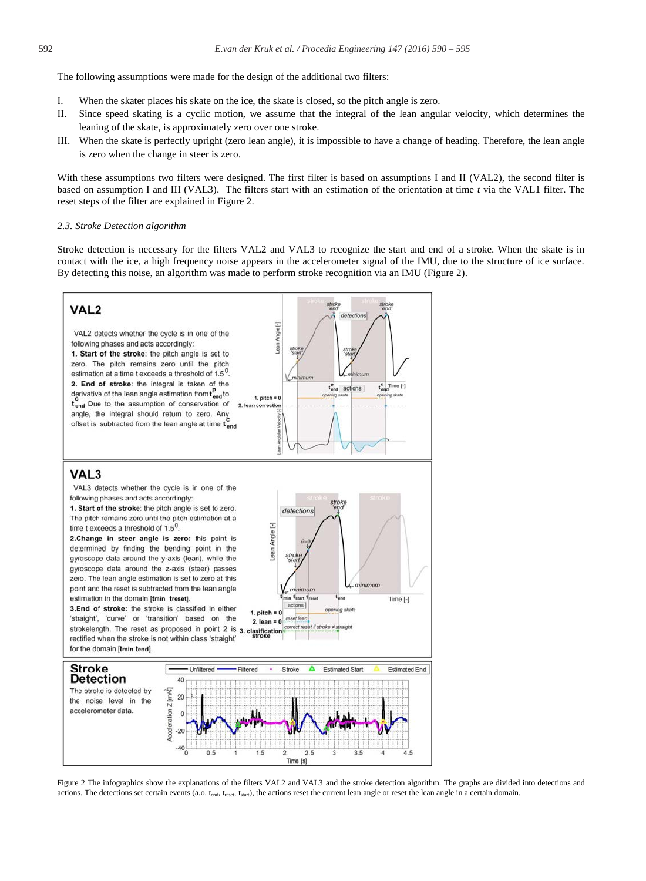The following assumptions were made for the design of the additional two filters:

I. When the skater places his skate on the ice, the skate is closed, so the pitch angle is zero.
II. Since speed skating is a cyclic motion, we assume that the integral of the lean angular velocity, which determines the leaning of the skate, is approximately zero over one stroke.
III. When the skate is perfectly upright (zero lean angle), it is impossible to have a change of heading. Therefore, the lean angle is zero when the change in steer is zero.

With these assumptions two filters were designed. The first filter is based on assumptions I and II (VAL2), the second filter is based on assumption I and III (VAL3). The filters start with an estimation of the orientation at time *t* via the VAL1 filter. The reset steps of the filter are explained in Figure 2.

### 2.3. Stroke Detection algorithm

Stroke detection is necessary for the filters VAL2 and VAL3 to recognize the start and end of a stroke. When the skate is in contact with the ice, a high frequency noise appears in the accelerometer signal of the IMU, due to the structure of ice surface. By detecting this noise, an algorithm was made to perform stroke recognition via an IMU (Figure 2).

**VAL2**

VAL2 detects whether the cycle is in one of the following phases and acts accordingly:
**1. Start of the stroke**: the pitch angle is set to zero. The pitch remains zero until the pitch estimation at a time t exceeds a threshold of 1.5$^0$.
**2. End of stroke**: the integral is taken of the derivative of the lean angle estimation from $t^p_{end}$ to $t^c_{end}$ Due to the assumption of conservation of angle, the integral should return to zero. Any offset is subtracted from the lean angle at time $t^c_{end}$

**VAL3**

VAL3 detects whether the cycle is in one of the following phases and acts accordingly:
**1. Start of the stroke**: the pitch angle is set to zero. The pitch remains zero until the pitch estimation at a time t exceeds a threshold of 1.5$^0$.
**2. Change in steer angle is zero:** this point is determined by finding the bending point in the gyroscope data around the y-axis (lean), while the gyroscope data around the z-axis (steer) passes zero. The lean angle estimation is set to zero at this point and the reset is subtracted from the lean angle estimation in the domain [**tmin treset**].
**3. End of stroke**: the stroke is classified in either 'straight', 'curve' or 'transition' based on the strokelength. The reset as proposed in point 2 is rectified when the stroke is not within class 'straight' for the domain [**tmin tend**].

**Stroke Detection**

The stroke is detected by the noise level in the accelerometer data.

Figure 2 The infographics show the explanations of the filters VAL2 and VAL3 and the stroke detection algorithm. The graphs are divided into detections and actions. The detections set certain events (a.o. $t_{end}$, $t_{reset}$, $t_{start}$), the actions reset the current lean angle or reset the lean angle in a certain domain.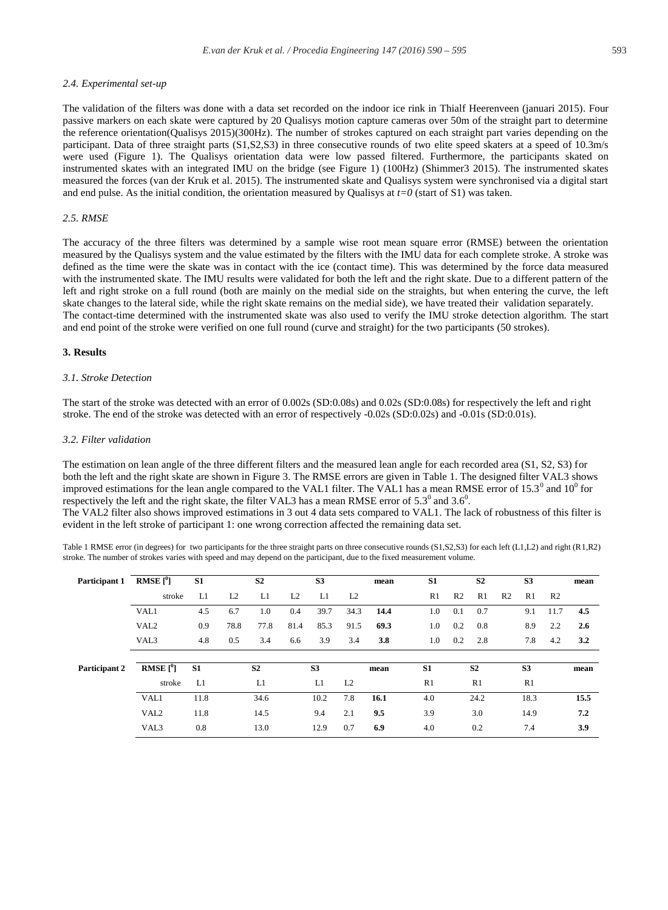### 2.4. Experimental set-up

The validation of the filters was done with a data set recorded on the indoor ice rink in Thialf Heerenveen (januari 2015). Four passive markers on each skate were captured by 20 Qualisys motion capture cameras over 50m of the straight part to determine the reference orientation(Qualisys 2015)(300Hz). The number of strokes captured on each straight part varies depending on the participant. Data of three straight parts (S1,S2,S3) in three consecutive rounds of two elite speed skaters at a speed of 10.3m/s were used (Figure 1). The Qualisys orientation data were low passed filtered. Furthermore, the participants skated on instrumented skates with an integrated IMU on the bridge (see Figure 1) (100Hz) (Shimmer3 2015). The instrumented skates measured the forces (van der Kruk et al. 2015). The instrumented skate and Qualisys system were synchronised via a digital start and end pulse. As the initial condition, the orientation measured by Qualisys at $t=0$ (start of S1) was taken.

### 2.5. RMSE

The accuracy of the three filters was determined by a sample wise root mean square error (RMSE) between the orientation measured by the Qualisys system and the value estimated by the filters with the IMU data for each complete stroke. A stroke was defined as the time were the skate was in contact with the ice (contact time). This was determined by the force data measured with the instrumented skate. The IMU results were validated for both the left and the right skate. Due to a different pattern of the left and right stroke on a full round (both are mainly on the medial side on the straights, but when entering the curve, the left skate changes to the lateral side, while the right skate remains on the medial side), we have treated their validation separately.
The contact-time determined with the instrumented skate was also used to verify the IMU stroke detection algorithm. The start and end point of the stroke were verified on one full round (curve and straight) for the two participants (50 strokes).

## 3. Results

### 3.1. Stroke Detection

The start of the stroke was detected with an error of 0.002s (SD:0.08s) and 0.02s (SD:0.08s) for respectively the left and right stroke. The end of the stroke was detected with an error of respectively -0.02s (SD:0.02s) and -0.01s (SD:0.01s).

### 3.2. Filter validation

The estimation on lean angle of the three different filters and the measured lean angle for each recorded area (S1, S2, S3) for both the left and the right skate are shown in Figure 3. The RMSE errors are given in Table 1. The designed filter VAL3 shows improved estimations for the lean angle compared to the VAL1 filter. The VAL1 has a mean RMSE error of $15.3^0$ and $10^0$ for respectively the left and the right skate, the filter VAL3 has a mean RMSE error of $5.3^0$ and $3.6^0$.
The VAL2 filter also shows improved estimations in 3 out 4 data sets compared to VAL1. The lack of robustness of this filter is evident in the left stroke of participant 1: one wrong correction affected the remaining data set.

Table 1 RMSE error (in degrees) for two participants for the three straight parts on three consecutive rounds (S1,S2,S3) for each left (L1,L2) and right (R1,R2) stroke. The number of strokes varies with speed and may depend on the participant, due to the fixed measurement volume.

| Participant 1 | RMSE [$^0$] | S1 | | S2 | | S3 | | mean | S1 | | S2 | | S3 | | mean |
|---|---|---|---|---|---|---|---|---|---|---|---|---|---|---|---|
| | stroke | L1 | L2 | L1 | L2 | L1 | L2 | | R1 | R2 | R1 | R2 | R1 | R2 | |
| | VAL1 | 4.5 | 6.7 | 1.0 | 0.4 | 39.7 | 34.3 | **14.4** | 1.0 | 0.1 | 0.7 | | 9.1 | 11.7 | **4.5** |
| | VAL2 | 0.9 | 78.8 | 77.8 | 81.4 | 85.3 | 91.5 | **69.3** | 1.0 | 0.2 | 0.8 | | 8.9 | 2.2 | **2.6** |
| | VAL3 | 4.8 | 0.5 | 3.4 | 6.6 | 3.9 | 3.4 | **3.8** | 1.0 | 0.2 | 2.8 | | 7.8 | 4.2 | **3.2** |

| Participant 2 | RMSE [$^0$] | S1 | S2 | S3 | | mean | S1 | S2 | S3 | mean |
|---|---|---|---|---|---|---|---|---|---|---|
| | stroke | L1 | L1 | L1 | L2 | | R1 | R1 | R1 | |
| | VAL1 | 11.8 | 34.6 | 10.2 | 7.8 | **16.1** | 4.0 | 24.2 | 18.3 | **15.5** |
| | VAL2 | 11.8 | 14.5 | 9.4 | 2.1 | **9.5** | 3.9 | 3.0 | 14.9 | **7.2** |
| | VAL3 | 0.8 | 13.0 | 12.9 | 0.7 | **6.9** | 4.0 | 0.2 | 7.4 | **3.9** |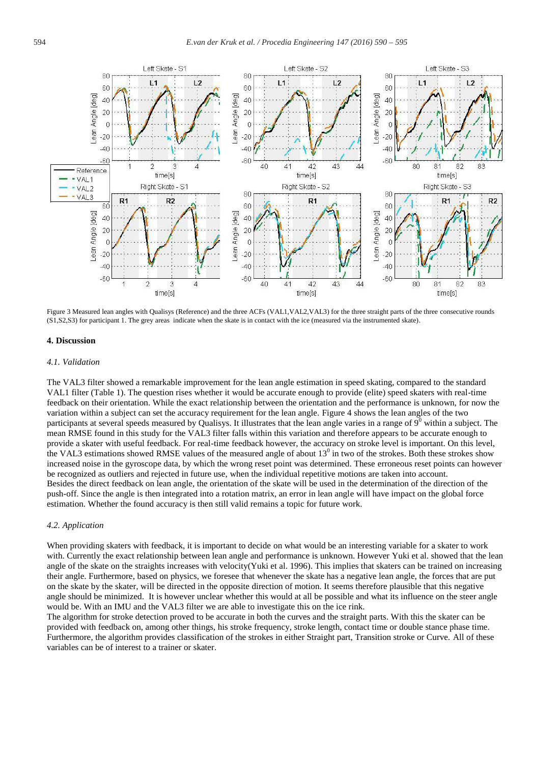Figure 3 Measured lean angles with Qualisys (Reference) and the three ACFs (VAL1,VAL2,VAL3) for the three straight parts of the three consecutive rounds (S1,S2,S3) for participant 1. The grey areas indicate when the skate is in contact with the ice (measured via the instrumented skate).

## 4. Discussion

### *4.1. Validation*

The VAL3 filter showed a remarkable improvement for the lean angle estimation in speed skating, compared to the standard VAL1 filter (Table 1). The question rises whether it would be accurate enough to provide (elite) speed skaters with real-time feedback on their orientation. While the exact relationship between the orientation and the performance is unknown, for now the variation within a subject can set the accuracy requirement for the lean angle. Figure 4 shows the lean angles of the two participants at several speeds measured by Qualisys. It illustrates that the lean angle varies in a range of $9^0$ within a subject. The mean RMSE found in this study for the VAL3 filter falls within this variation and therefore appears to be accurate enough to provide a skater with useful feedback. For real-time feedback however, the accuracy on stroke level is important. On this level, the VAL3 estimations showed RMSE values of the measured angle of about $13^0$ in two of the strokes. Both these strokes show increased noise in the gyroscope data, by which the wrong reset point was determined. These erroneous reset points can however be recognized as outliers and rejected in future use, when the individual repetitive motions are taken into account.
Besides the direct feedback on lean angle, the orientation of the skate will be used in the determination of the direction of the push-off. Since the angle is then integrated into a rotation matrix, an error in lean angle will have impact on the global force estimation. Whether the found accuracy is then still valid remains a topic for future work.

### *4.2. Application*

When providing skaters with feedback, it is important to decide on what would be an interesting variable for a skater to work with. Currently the exact relationship between lean angle and performance is unknown. However Yuki et al. showed that the lean angle of the skate on the straights increases with velocity(Yuki et al. 1996). This implies that skaters can be trained on increasing their angle. Furthermore, based on physics, we foresee that whenever the skate has a negative lean angle, the forces that are put on the skate by the skater, will be directed in the opposite direction of motion. It seems therefore plausible that this negative angle should be minimized. It is however unclear whether this would at all be possible and what its influence on the steer angle would be. With an IMU and the VAL3 filter we are able to investigate this on the ice rink.
The algorithm for stroke detection proved to be accurate in both the curves and the straight parts. With this the skater can be provided with feedback on, among other things, his stroke frequency, stroke length, contact time or double stance phase time. Furthermore, the algorithm provides classification of the strokes in either Straight part, Transition stroke or Curve. All of these variables can be of interest to a trainer or skater.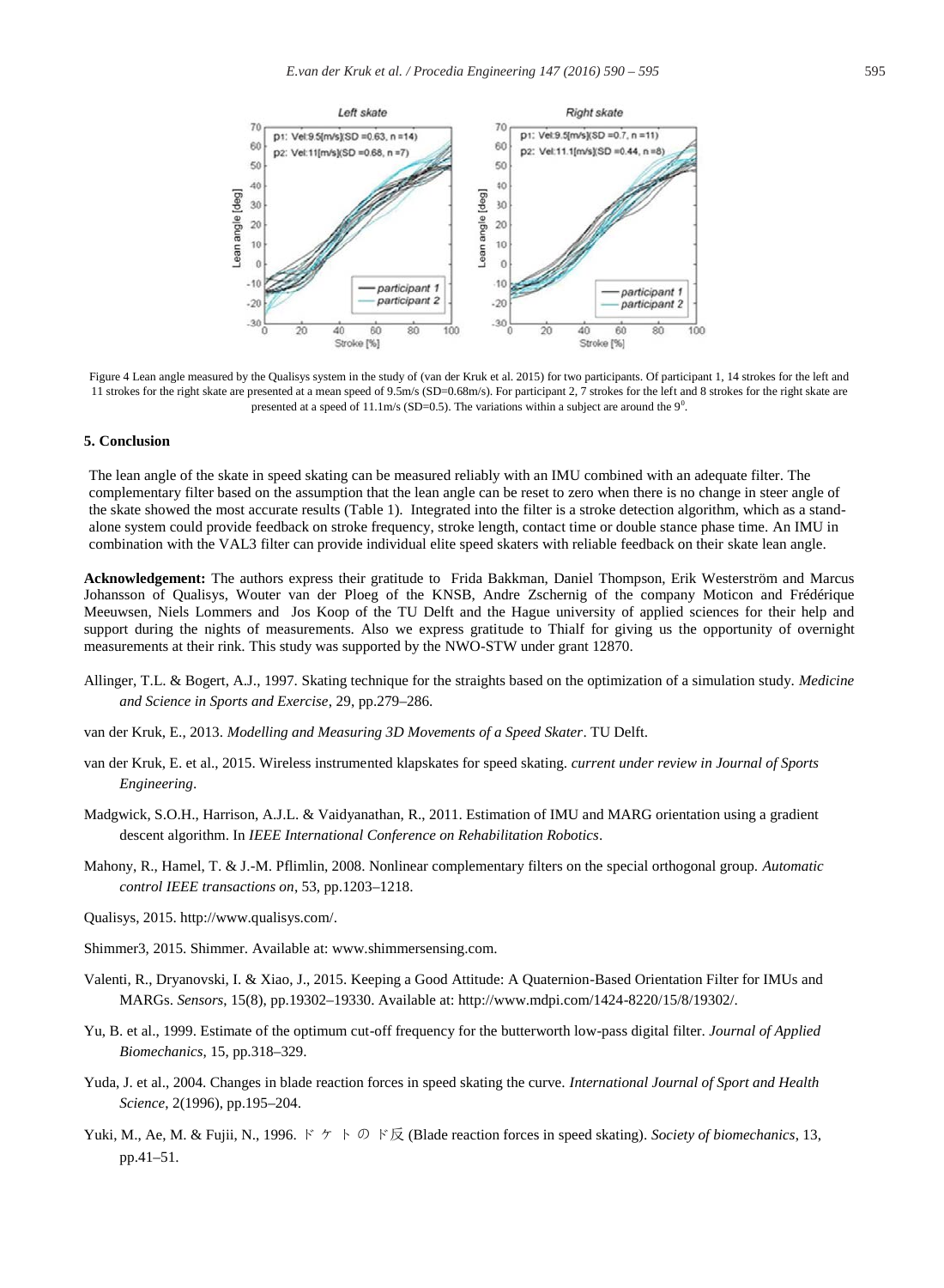Left skate

p1: Vel:9.5[m/s](SD =0.63, n =14)

p2: Vel:11[m/s](SD =0.68, n =7)

Lean angle [deg]

Stroke [%]

participant 1

participant 2

Right skate

p1: Vel:9.5[m/s](SD =0.7, n =11)

p2: Vel:11.1[m/s](SD =0.44, n =8)

Lean angle [deg]

Stroke [%]

participant 1

participant 2

Figure 4 Lean angle measured by the Qualisys system in the study of (van der Kruk et al. 2015) for two participants. Of participant 1, 14 strokes for the left and 11 strokes for the right skate are presented at a mean speed of 9.5m/s (SD=0.68m/s). For participant 2, 7 strokes for the left and 8 strokes for the right skate are presented at a speed of 11.1m/s (SD=0.5). The variations within a subject are around the $9^0$.

## 5. Conclusion

The lean angle of the skate in speed skating can be measured reliably with an IMU combined with an adequate filter. The complementary filter based on the assumption that the lean angle can be reset to zero when there is no change in steer angle of the skate showed the most accurate results (Table 1). Integrated into the filter is a stroke detection algorithm, which as a stand-alone system could provide feedback on stroke frequency, stroke length, contact time or double stance phase time. An IMU in combination with the VAL3 filter can provide individual elite speed skaters with reliable feedback on their skate lean angle.

**Acknowledgement:** The authors express their gratitude to Frida Bakkman, Daniel Thompson, Erik Westerström and Marcus Johansson of Qualisys, Wouter van der Ploeg of the KNSB, Andre Zschernig of the company Moticon and Frédérique Meeuwsen, Niels Lommers and Jos Koop of the TU Delft and the Hague university of applied sciences for their help and support during the nights of measurements. Also we express gratitude to Thialf for giving us the opportunity of overnight measurements at their rink. This study was supported by the NWO-STW under grant 12870.

Allinger, T.L. & Bogert, A.J., 1997. Skating technique for the straights based on the optimization of a simulation study. *Medicine and Science in Sports and Exercise*, 29, pp.279–286.

van der Kruk, E., 2013. *Modelling and Measuring 3D Movements of a Speed Skater*. TU Delft.

van der Kruk, E. et al., 2015. Wireless instrumented klapskates for speed skating. *current under review in Journal of Sports Engineering*.

Madgwick, S.O.H., Harrison, A.J.L. & Vaidyanathan, R., 2011. Estimation of IMU and MARG orientation using a gradient descent algorithm. In *IEEE International Conference on Rehabilitation Robotics*.

Mahony, R., Hamel, T. & J.-M. Pflimlin, 2008. Nonlinear complementary filters on the special orthogonal group. *Automatic control IEEE transactions on*, 53, pp.1203–1218.

Qualisys, 2015. http://www.qualisys.com/.

Shimmer3, 2015. Shimmer. Available at: www.shimmersensing.com.

Valenti, R., Dryanovski, I. & Xiao, J., 2015. Keeping a Good Attitude: A Quaternion-Based Orientation Filter for IMUs and MARGs. *Sensors*, 15(8), pp.19302–19330. Available at: http://www.mdpi.com/1424-8220/15/8/19302/.

Yu, B. et al., 1999. Estimate of the optimum cut-off frequency for the butterworth low-pass digital filter. *Journal of Applied Biomechanics*, 15, pp.318–329.

Yuda, J. et al., 2004. Changes in blade reaction forces in speed skating the curve. *International Journal of Sport and Health Science*, 2(1996), pp.195–204.

Yuki, M., Ae, M. & Fujii, N., 1996. ド ケ ト の ド反 (Blade reaction forces in speed skating). *Society of biomechanics*, 13, pp.41–51.